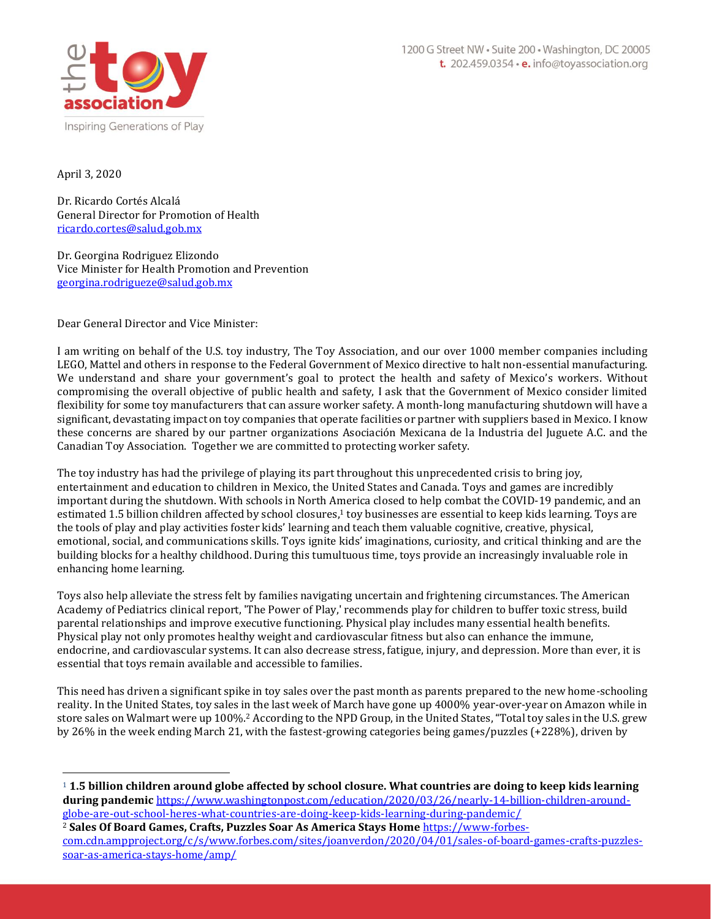the toy association
Inspiring Generations of Play

1200 G Street NW • Suite 200 • Washington, DC 20005
**t.** 202.459.0354 • **e.** info@toyassociation.org

April 3, 2020

Dr. Ricardo Cortés Alcalá
General Director for Promotion of Health
ricardo.cortes@salud.gob.mx

Dr. Georgina Rodriguez Elizondo
Vice Minister for Health Promotion and Prevention
georgina.rodrigueze@salud.gob.mx

Dear General Director and Vice Minister:

I am writing on behalf of the U.S. toy industry, The Toy Association, and our over 1000 member companies including LEGO, Mattel and others in response to the Federal Government of Mexico directive to halt non-essential manufacturing. We understand and share your government's goal to protect the health and safety of Mexico's workers. Without compromising the overall objective of public health and safety, I ask that the Government of Mexico consider limited flexibility for some toy manufacturers that can assure worker safety. A month-long manufacturing shutdown will have a significant, devastating impact on toy companies that operate facilities or partner with suppliers based in Mexico. I know these concerns are shared by our partner organizations Asociación Mexicana de la Industria del Juguete A.C. and the Canadian Toy Association. Together we are committed to protecting worker safety.

The toy industry has had the privilege of playing its part throughout this unprecedented crisis to bring joy, entertainment and education to children in Mexico, the United States and Canada. Toys and games are incredibly important during the shutdown. With schools in North America closed to help combat the COVID-19 pandemic, and an estimated 1.5 billion children affected by school closures,[1] toy businesses are essential to keep kids learning. Toys are the tools of play and play activities foster kids' learning and teach them valuable cognitive, creative, physical, emotional, social, and communications skills. Toys ignite kids' imaginations, curiosity, and critical thinking and are the building blocks for a healthy childhood. During this tumultuous time, toys provide an increasingly invaluable role in enhancing home learning.

Toys also help alleviate the stress felt by families navigating uncertain and frightening circumstances. The American Academy of Pediatrics clinical report, 'The Power of Play,' recommends play for children to buffer toxic stress, build parental relationships and improve executive functioning. Physical play includes many essential health benefits. Physical play not only promotes healthy weight and cardiovascular fitness but also can enhance the immune, endocrine, and cardiovascular systems. It can also decrease stress, fatigue, injury, and depression. More than ever, it is essential that toys remain available and accessible to families.

This need has driven a significant spike in toy sales over the past month as parents prepared to the new home-schooling reality. In the United States, toy sales in the last week of March have gone up 4000% year-over-year on Amazon while in store sales on Walmart were up 100%.[2] According to the NPD Group, in the United States, "Total toy sales in the U.S. grew by 26% in the week ending March 21, with the fastest-growing categories being games/puzzles (+228%), driven by

---

[1] **1.5 billion children around globe affected by school closure. What countries are doing to keep kids learning during pandemic** https://www.washingtonpost.com/education/2020/03/26/nearly-14-billion-children-around-globe-are-out-school-heres-what-countries-are-doing-keep-kids-learning-during-pandemic/

[2] **Sales Of Board Games, Crafts, Puzzles Soar As America Stays Home** https://www-forbes-com.cdn.ampproject.org/c/s/www.forbes.com/sites/joanverdon/2020/04/01/sales-of-board-games-crafts-puzzles-soar-as-america-stays-home/amp/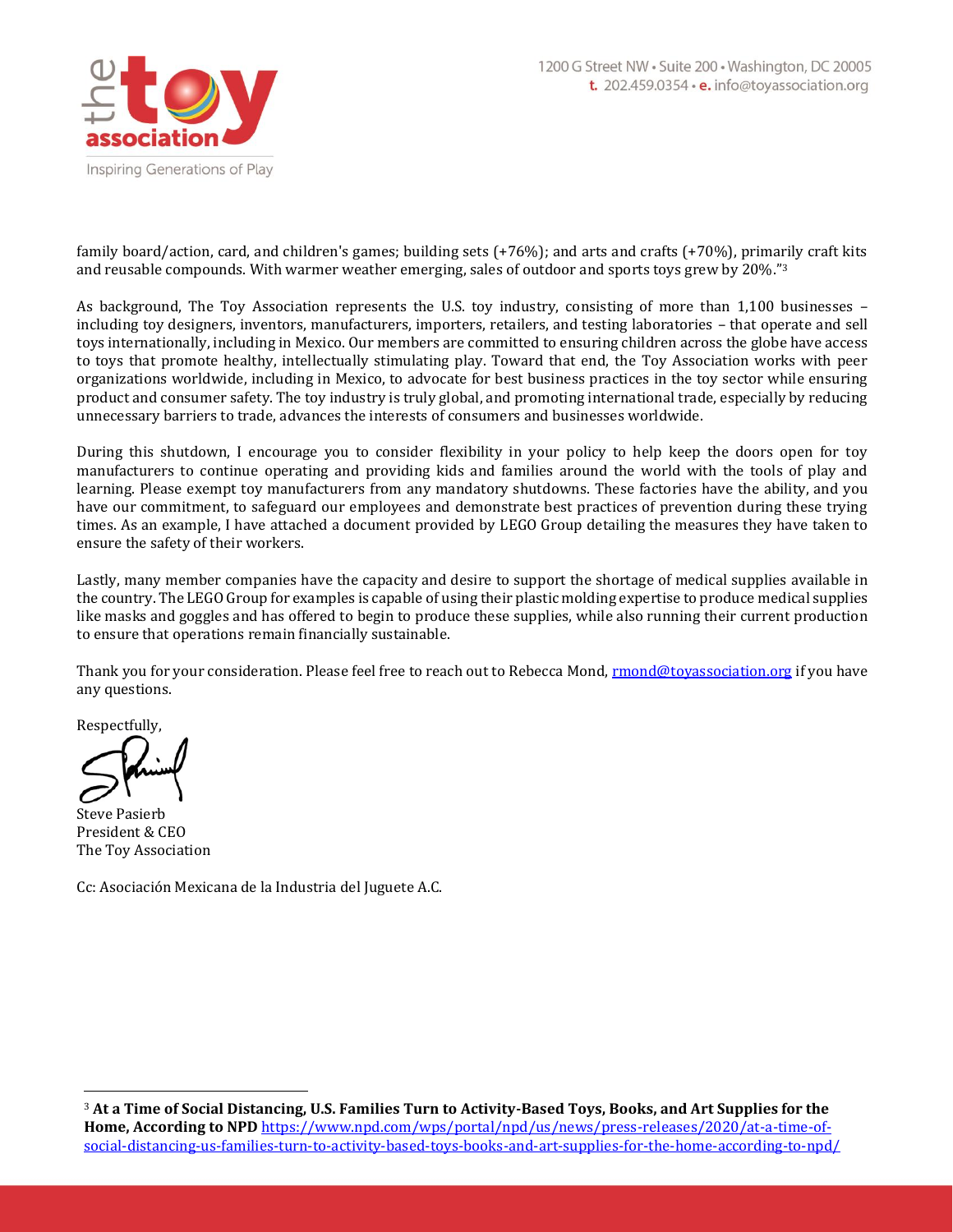family board/action, card, and children's games; building sets (+76%); and arts and crafts (+70%), primarily craft kits and reusable compounds. With warmer weather emerging, sales of outdoor and sports toys grew by 20%."[3]

As background, The Toy Association represents the U.S. toy industry, consisting of more than 1,100 businesses – including toy designers, inventors, manufacturers, importers, retailers, and testing laboratories – that operate and sell toys internationally, including in Mexico. Our members are committed to ensuring children across the globe have access to toys that promote healthy, intellectually stimulating play. Toward that end, the Toy Association works with peer organizations worldwide, including in Mexico, to advocate for best business practices in the toy sector while ensuring product and consumer safety. The toy industry is truly global, and promoting international trade, especially by reducing unnecessary barriers to trade, advances the interests of consumers and businesses worldwide.

During this shutdown, I encourage you to consider flexibility in your policy to help keep the doors open for toy manufacturers to continue operating and providing kids and families around the world with the tools of play and learning. Please exempt toy manufacturers from any mandatory shutdowns. These factories have the ability, and you have our commitment, to safeguard our employees and demonstrate best practices of prevention during these trying times. As an example, I have attached a document provided by LEGO Group detailing the measures they have taken to ensure the safety of their workers.

Lastly, many member companies have the capacity and desire to support the shortage of medical supplies available in the country. The LEGO Group for examples is capable of using their plastic molding expertise to produce medical supplies like masks and goggles and has offered to begin to produce these supplies, while also running their current production to ensure that operations remain financially sustainable.

Thank you for your consideration. Please feel free to reach out to Rebecca Mond, rmond@toyassociation.org if you have any questions.

Respectfully,

Steve Pasierb
President & CEO
The Toy Association

Cc: Asociación Mexicana de la Industria del Juguete A.C.

---

[3] **At a Time of Social Distancing, U.S. Families Turn to Activity-Based Toys, Books, and Art Supplies for the Home, According to NPD** https://www.npd.com/wps/portal/npd/us/news/press-releases/2020/at-a-time-of-social-distancing-us-families-turn-to-activity-based-toys-books-and-art-supplies-for-the-home-according-to-npd/